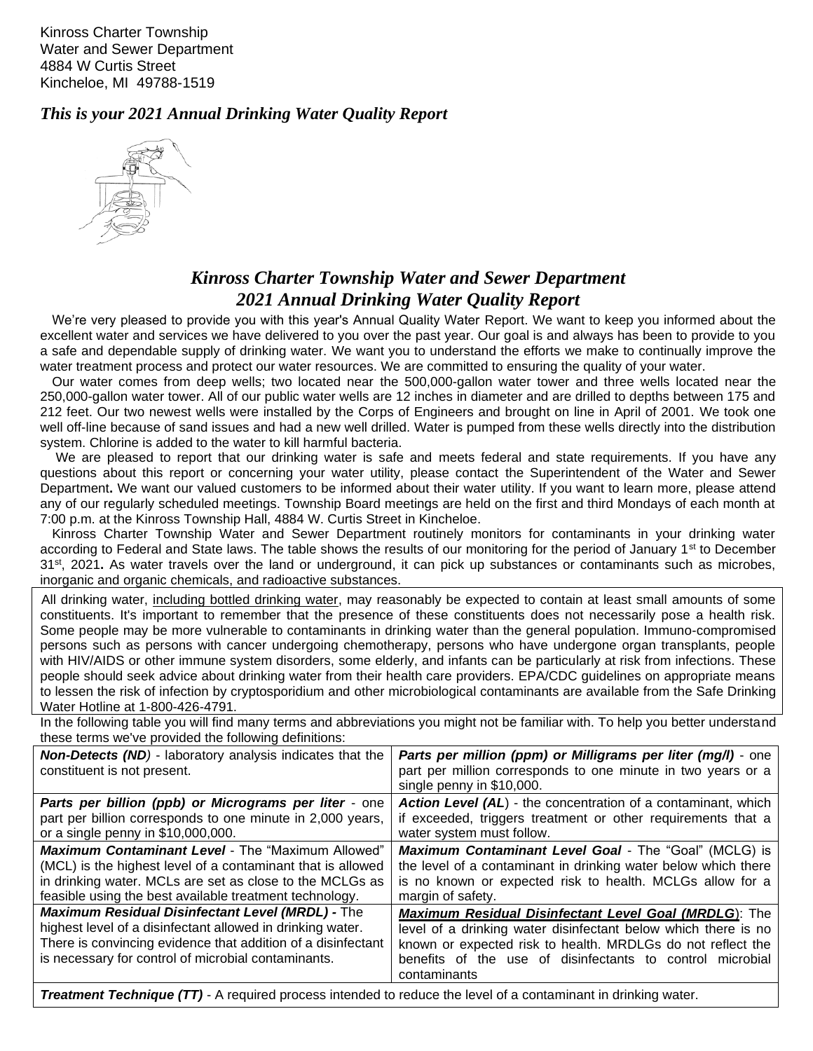Kinross Charter Township
Water and Sewer Department
4884 W Curtis Street
Kincheloe, MI 49788-1519

*This is your 2021 Annual Drinking Water Quality Report*

## *Kinross Charter Township Water and Sewer Department*
## *2021 Annual Drinking Water Quality Report*

We're very pleased to provide you with this year's Annual Quality Water Report. We want to keep you informed about the excellent water and services we have delivered to you over the past year. Our goal is and always has been to provide to you a safe and dependable supply of drinking water. We want you to understand the efforts we make to continually improve the water treatment process and protect our water resources. We are committed to ensuring the quality of your water.

Our water comes from deep wells; two located near the 500,000-gallon water tower and three wells located near the 250,000-gallon water tower. All of our public water wells are 12 inches in diameter and are drilled to depths between 175 and 212 feet. Our two newest wells were installed by the Corps of Engineers and brought on line in April of 2001. We took one well off-line because of sand issues and had a new well drilled. Water is pumped from these wells directly into the distribution system. Chlorine is added to the water to kill harmful bacteria.

We are pleased to report that our drinking water is safe and meets federal and state requirements. If you have any questions about this report or concerning your water utility, please contact the Superintendent of the Water and Sewer Department**.** We want our valued customers to be informed about their water utility. If you want to learn more, please attend any of our regularly scheduled meetings. Township Board meetings are held on the first and third Mondays of each month at 7:00 p.m. at the Kinross Township Hall, 4884 W. Curtis Street in Kincheloe.

Kinross Charter Township Water and Sewer Department routinely monitors for contaminants in your drinking water according to Federal and State laws. The table shows the results of our monitoring for the period of January 1st to December 31st, 2021**.** As water travels over the land or underground, it can pick up substances or contaminants such as microbes, inorganic and organic chemicals, and radioactive substances.

All drinking water, including bottled drinking water, may reasonably be expected to contain at least small amounts of some constituents. It's important to remember that the presence of these constituents does not necessarily pose a health risk. Some people may be more vulnerable to contaminants in drinking water than the general population. Immuno-compromised persons such as persons with cancer undergoing chemotherapy, persons who have undergone organ transplants, people with HIV/AIDS or other immune system disorders, some elderly, and infants can be particularly at risk from infections. These people should seek advice about drinking water from their health care providers. EPA/CDC guidelines on appropriate means to lessen the risk of infection by cryptosporidium and other microbiological contaminants are available from the Safe Drinking Water Hotline at 1-800-426-4791.

In the following table you will find many terms and abbreviations you might not be familiar with. To help you better understand these terms we've provided the following definitions:

| | |
|---|---|
| ***Non-Detects (ND)*** - laboratory analysis indicates that the constituent is not present. | ***Parts per million (ppm) or Milligrams per liter (mg/l)*** - one part per million corresponds to one minute in two years or a single penny in $10,000. |
| ***Parts per billion (ppb) or Micrograms per liter*** - one part per billion corresponds to one minute in 2,000 years, or a single penny in $10,000,000. | ***Action Level (AL)*** - the concentration of a contaminant, which if exceeded, triggers treatment or other requirements that a water system must follow. |
| ***Maximum Contaminant Level*** - The "Maximum Allowed" (MCL) is the highest level of a contaminant that is allowed in drinking water. MCLs are set as close to the MCLGs as feasible using the best available treatment technology. | ***Maximum Contaminant Level Goal*** - The "Goal" (MCLG) is the level of a contaminant in drinking water below which there is no known or expected risk to health. MCLGs allow for a margin of safety. |
| ***Maximum Residual Disinfectant Level (MRDL) -*** The highest level of a disinfectant allowed in drinking water. There is convincing evidence that addition of a disinfectant is necessary for control of microbial contaminants. | ***Maximum Residual Disinfectant Level Goal (MRDLG)***: The level of a drinking water disinfectant below which there is no known or expected risk to health. MRDLGs do not reflect the benefits of the use of disinfectants to control microbial contaminants |
| ***Treatment Technique (TT)*** - A required process intended to reduce the level of a contaminant in drinking water. | |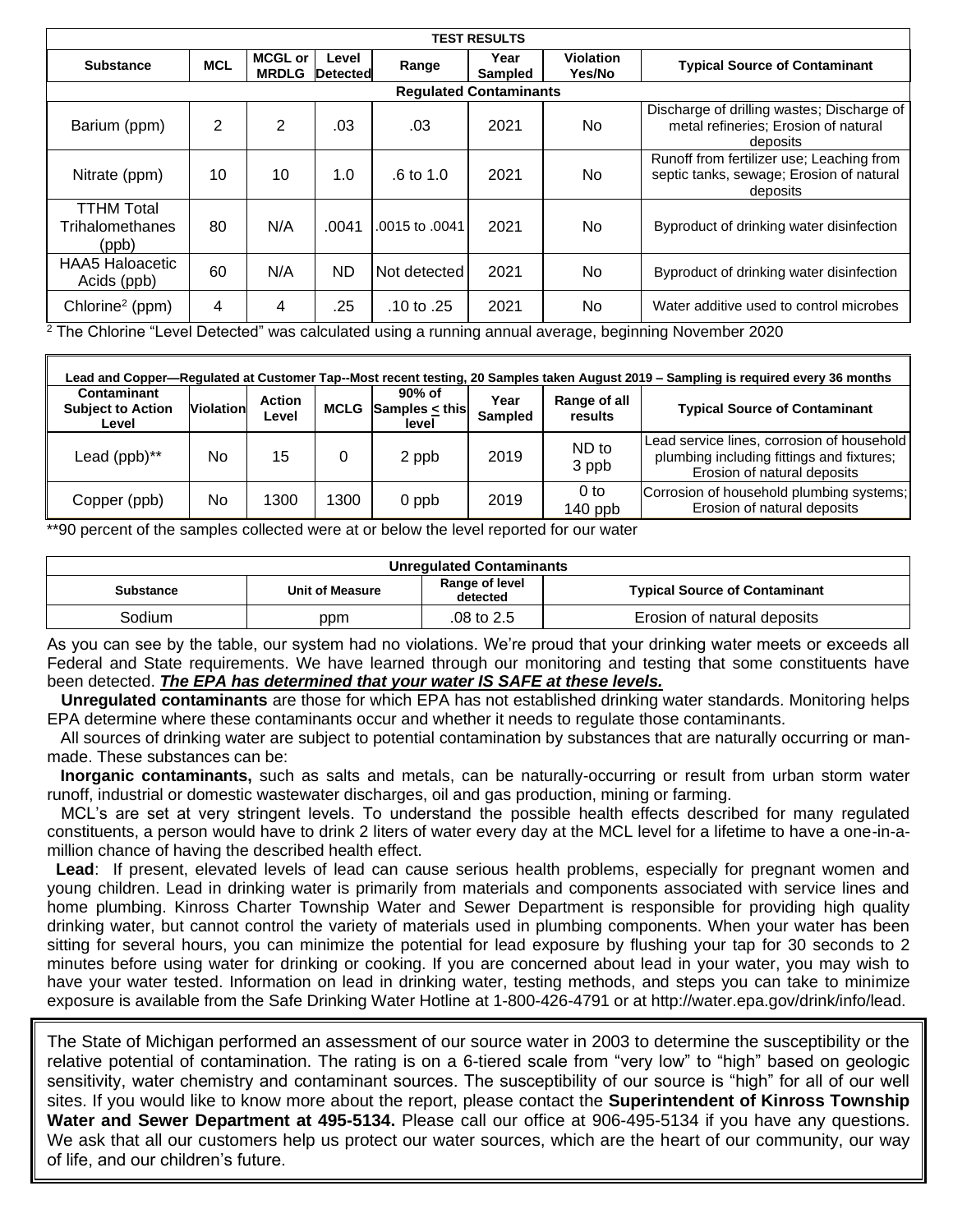| TEST RESULTS | | | | | | | |
|---|---|---|---|---|---|---|---|
| **Substance** | **MCL** | **MCGL or MRDLG** | **Level Detected** | **Range** | **Year Sampled** | **Violation Yes/No** | **Typical Source of Contaminant** |
| **Regulated Contaminants** | | | | | | | |
| Barium (ppm) | 2 | 2 | .03 | .03 | 2021 | No | Discharge of drilling wastes; Discharge of metal refineries; Erosion of natural deposits |
| Nitrate (ppm) | 10 | 10 | 1.0 | .6 to 1.0 | 2021 | No | Runoff from fertilizer use; Leaching from septic tanks, sewage; Erosion of natural deposits |
| TTHM Total Trihalomethanes (ppb) | 80 | N/A | .0041 | .0015 to .0041 | 2021 | No | Byproduct of drinking water disinfection |
| HAA5 Haloacetic Acids (ppb) | 60 | N/A | ND | Not detected | 2021 | No | Byproduct of drinking water disinfection |
| Chlorine[2] (ppm) | 4 | 4 | .25 | .10 to .25 | 2021 | No | Water additive used to control microbes |

[2] The Chlorine "Level Detected" was calculated using a running annual average, beginning November 2020

| Lead and Copper—Regulated at Customer Tap--Most recent testing, 20 Samples taken August 2019 – Sampling is required every 36 months | | | | | | | |
|---|---|---|---|---|---|---|---|
| **Contaminant Subject to Action Level** | **Violation** | **Action Level** | **MCLG** | **90% of Samples ≤ this level** | **Year Sampled** | **Range of all results** | **Typical Source of Contaminant** |
| Lead (ppb)** | No | 15 | 0 | 2 ppb | 2019 | ND to 3 ppb | Lead service lines, corrosion of household plumbing including fittings and fixtures; Erosion of natural deposits |
| Copper (ppb) | No | 1300 | 1300 | 0 ppb | 2019 | 0 to 140 ppb | Corrosion of household plumbing systems; Erosion of natural deposits |

**90 percent of the samples collected were at or below the level reported for our water

| Unregulated Contaminants | | | |
|---|---|---|---|
| **Substance** | **Unit of Measure** | **Range of level detected** | **Typical Source of Contaminant** |
| Sodium | ppm | .08 to 2.5 | Erosion of natural deposits |

As you can see by the table, our system had no violations. We're proud that your drinking water meets or exceeds all Federal and State requirements. We have learned through our monitoring and testing that some constituents have been detected. ***The EPA has determined that your water IS SAFE at these levels.***

**Unregulated contaminants** are those for which EPA has not established drinking water standards. Monitoring helps EPA determine where these contaminants occur and whether it needs to regulate those contaminants.

All sources of drinking water are subject to potential contamination by substances that are naturally occurring or man-made. These substances can be:

**Inorganic contaminants,** such as salts and metals, can be naturally-occurring or result from urban storm water runoff, industrial or domestic wastewater discharges, oil and gas production, mining or farming.

MCL's are set at very stringent levels. To understand the possible health effects described for many regulated constituents, a person would have to drink 2 liters of water every day at the MCL level for a lifetime to have a one-in-a-million chance of having the described health effect.

**Lead**: If present, elevated levels of lead can cause serious health problems, especially for pregnant women and young children. Lead in drinking water is primarily from materials and components associated with service lines and home plumbing. Kinross Charter Township Water and Sewer Department is responsible for providing high quality drinking water, but cannot control the variety of materials used in plumbing components. When your water has been sitting for several hours, you can minimize the potential for lead exposure by flushing your tap for 30 seconds to 2 minutes before using water for drinking or cooking. If you are concerned about lead in your water, you may wish to have your water tested. Information on lead in drinking water, testing methods, and steps you can take to minimize exposure is available from the Safe Drinking Water Hotline at 1-800-426-4791 or at http://water.epa.gov/drink/info/lead.

The State of Michigan performed an assessment of our source water in 2003 to determine the susceptibility or the relative potential of contamination. The rating is on a 6-tiered scale from "very low" to "high" based on geologic sensitivity, water chemistry and contaminant sources. The susceptibility of our source is "high" for all of our well sites. If you would like to know more about the report, please contact the **Superintendent of Kinross Township Water and Sewer Department at 495-5134.** Please call our office at 906-495-5134 if you have any questions. We ask that all our customers help us protect our water sources, which are the heart of our community, our way of life, and our children's future.